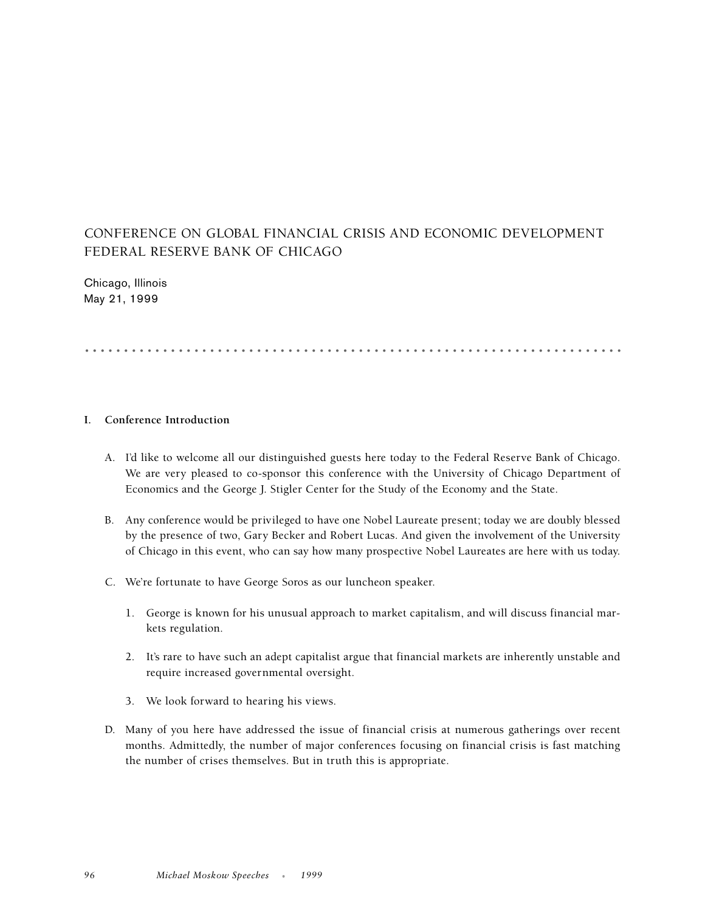# CONFERENCE ON GLOBAL FINANCIAL CRISIS AND ECONOMIC DEVELOPMENT FEDERAL RESERVE BANK OF CHICAGO

Chicago, Illinois
May 21, 1999

## I. Conference Introduction

A. I'd like to welcome all our distinguished guests here today to the Federal Reserve Bank of Chicago. We are very pleased to co-sponsor this conference with the University of Chicago Department of Economics and the George J. Stigler Center for the Study of the Economy and the State.

B. Any conference would be privileged to have one Nobel Laureate present; today we are doubly blessed by the presence of two, Gary Becker and Robert Lucas. And given the involvement of the University of Chicago in this event, who can say how many prospective Nobel Laureates are here with us today.

C. We're fortunate to have George Soros as our luncheon speaker.

   1. George is known for his unusual approach to market capitalism, and will discuss financial markets regulation.

   2. It's rare to have such an adept capitalist argue that financial markets are inherently unstable and require increased governmental oversight.

   3. We look forward to hearing his views.

D. Many of you here have addressed the issue of financial crisis at numerous gatherings over recent months. Admittedly, the number of major conferences focusing on financial crisis is fast matching the number of crises themselves. But in truth this is appropriate.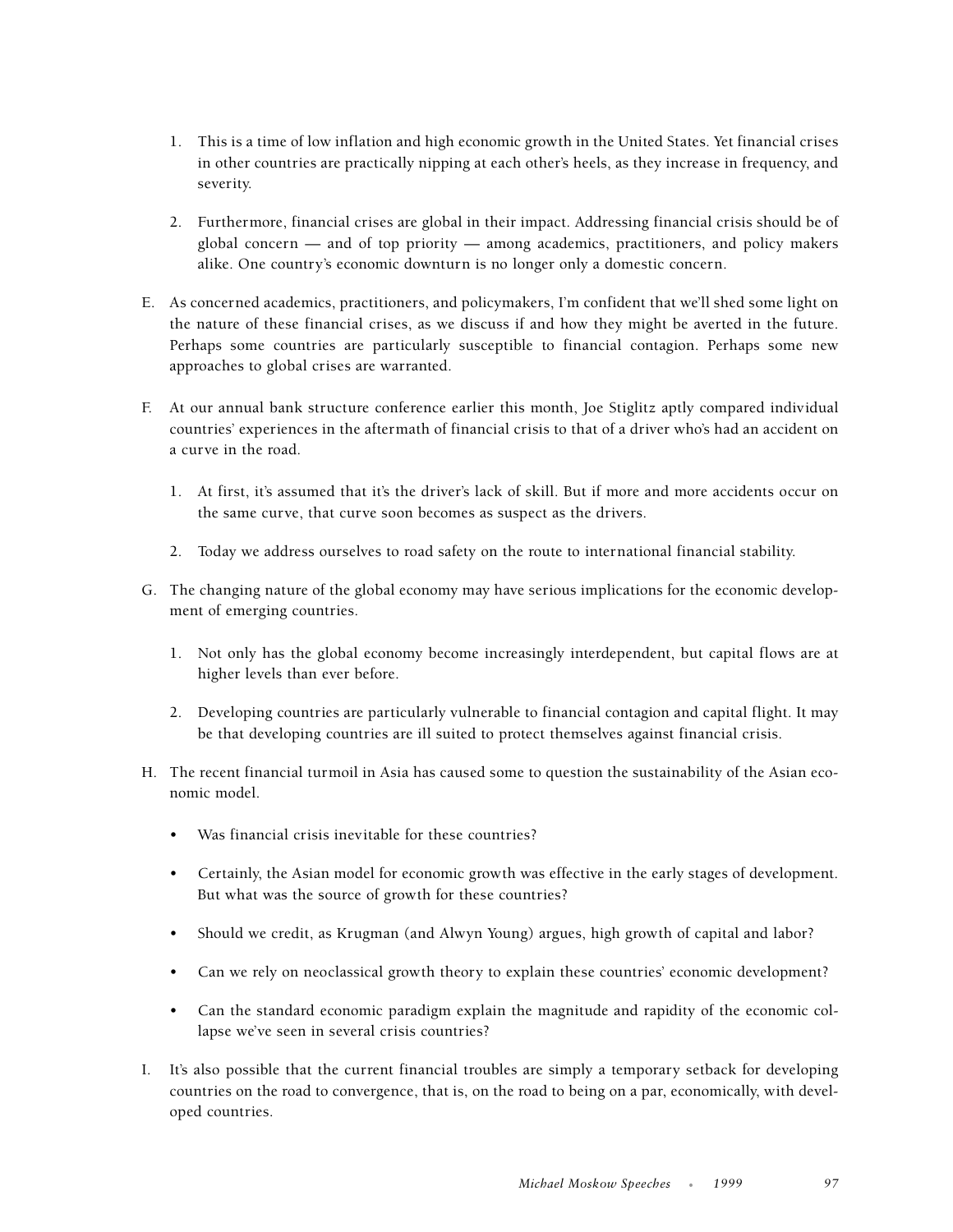1. This is a time of low inflation and high economic growth in the United States. Yet financial crises in other countries are practically nipping at each other's heels, as they increase in frequency, and severity.

2. Furthermore, financial crises are global in their impact. Addressing financial crisis should be of global concern — and of top priority — among academics, practitioners, and policy makers alike. One country's economic downturn is no longer only a domestic concern.

E. As concerned academics, practitioners, and policymakers, I'm confident that we'll shed some light on the nature of these financial crises, as we discuss if and how they might be averted in the future. Perhaps some countries are particularly susceptible to financial contagion. Perhaps some new approaches to global crises are warranted.

F. At our annual bank structure conference earlier this month, Joe Stiglitz aptly compared individual countries' experiences in the aftermath of financial crisis to that of a driver who's had an accident on a curve in the road.

   1. At first, it's assumed that it's the driver's lack of skill. But if more and more accidents occur on the same curve, that curve soon becomes as suspect as the drivers.

   2. Today we address ourselves to road safety on the route to international financial stability.

G. The changing nature of the global economy may have serious implications for the economic development of emerging countries.

   1. Not only has the global economy become increasingly interdependent, but capital flows are at higher levels than ever before.

   2. Developing countries are particularly vulnerable to financial contagion and capital flight. It may be that developing countries are ill suited to protect themselves against financial crisis.

H. The recent financial turmoil in Asia has caused some to question the sustainability of the Asian economic model.

   - Was financial crisis inevitable for these countries?
   - Certainly, the Asian model for economic growth was effective in the early stages of development. But what was the source of growth for these countries?
   - Should we credit, as Krugman (and Alwyn Young) argues, high growth of capital and labor?
   - Can we rely on neoclassical growth theory to explain these countries' economic development?
   - Can the standard economic paradigm explain the magnitude and rapidity of the economic collapse we've seen in several crisis countries?

I. It's also possible that the current financial troubles are simply a temporary setback for developing countries on the road to convergence, that is, on the road to being on a par, economically, with developed countries.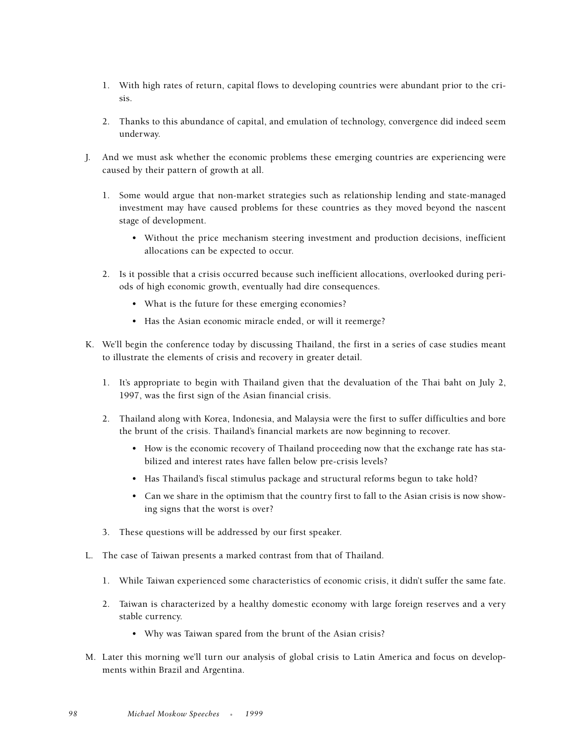1. With high rates of return, capital flows to developing countries were abundant prior to the crisis.

2. Thanks to this abundance of capital, and emulation of technology, convergence did indeed seem underway.

J. And we must ask whether the economic problems these emerging countries are experiencing were caused by their pattern of growth at all.

   1. Some would argue that non-market strategies such as relationship lending and state-managed investment may have caused problems for these countries as they moved beyond the nascent stage of development.

      - Without the price mechanism steering investment and production decisions, inefficient allocations can be expected to occur.

   2. Is it possible that a crisis occurred because such inefficient allocations, overlooked during periods of high economic growth, eventually had dire consequences.

      - What is the future for these emerging economies?
      - Has the Asian economic miracle ended, or will it reemerge?

K. We'll begin the conference today by discussing Thailand, the first in a series of case studies meant to illustrate the elements of crisis and recovery in greater detail.

   1. It's appropriate to begin with Thailand given that the devaluation of the Thai baht on July 2, 1997, was the first sign of the Asian financial crisis.

   2. Thailand along with Korea, Indonesia, and Malaysia were the first to suffer difficulties and bore the brunt of the crisis. Thailand's financial markets are now beginning to recover.

      - How is the economic recovery of Thailand proceeding now that the exchange rate has stabilized and interest rates have fallen below pre-crisis levels?
      - Has Thailand's fiscal stimulus package and structural reforms begun to take hold?
      - Can we share in the optimism that the country first to fall to the Asian crisis is now showing signs that the worst is over?

   3. These questions will be addressed by our first speaker.

L. The case of Taiwan presents a marked contrast from that of Thailand.

   1. While Taiwan experienced some characteristics of economic crisis, it didn't suffer the same fate.

   2. Taiwan is characterized by a healthy domestic economy with large foreign reserves and a very stable currency.

      - Why was Taiwan spared from the brunt of the Asian crisis?

M. Later this morning we'll turn our analysis of global crisis to Latin America and focus on developments within Brazil and Argentina.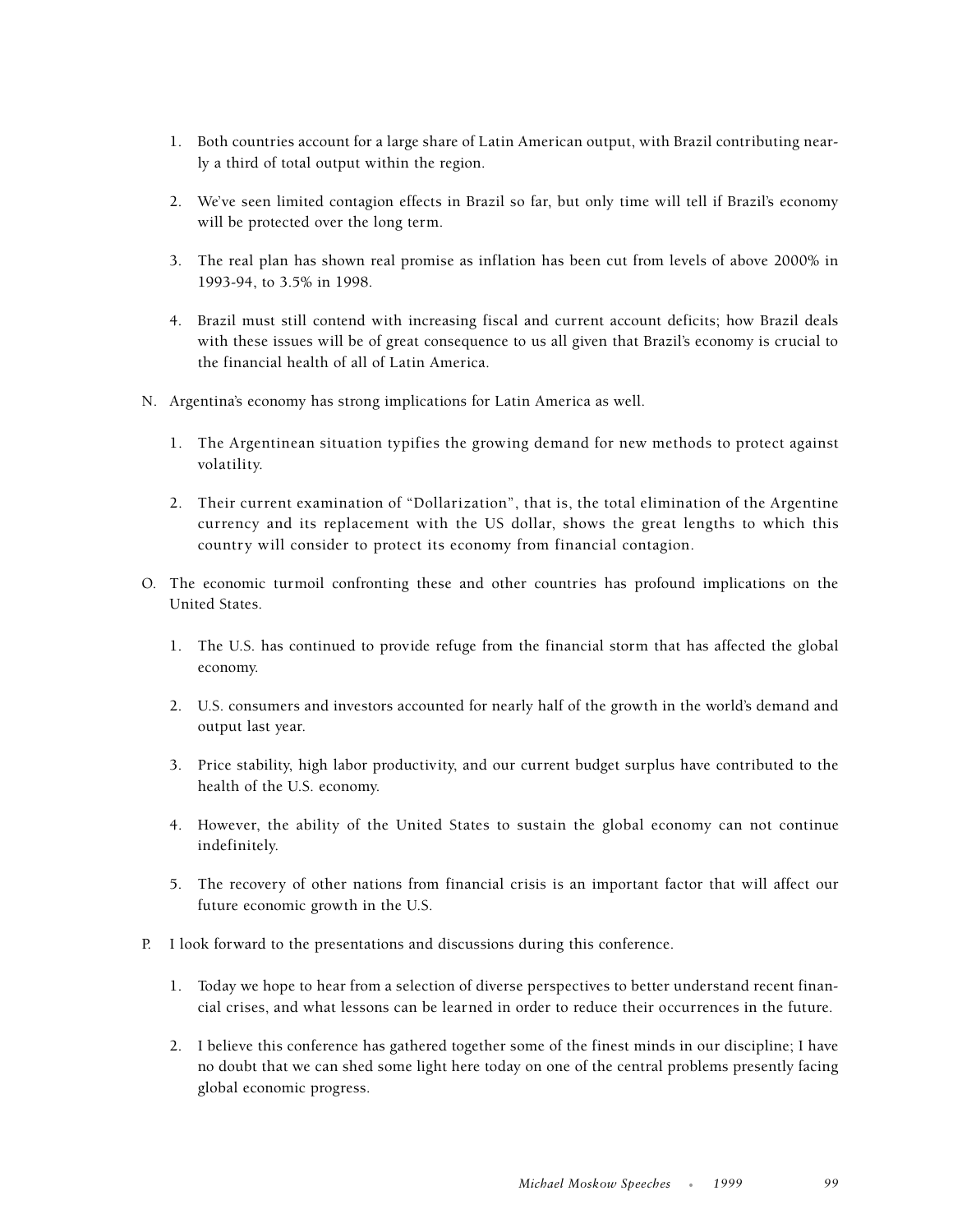1. Both countries account for a large share of Latin American output, with Brazil contributing nearly a third of total output within the region.

2. We've seen limited contagion effects in Brazil so far, but only time will tell if Brazil's economy will be protected over the long term.

3. The real plan has shown real promise as inflation has been cut from levels of above 2000% in 1993-94, to 3.5% in 1998.

4. Brazil must still contend with increasing fiscal and current account deficits; how Brazil deals with these issues will be of great consequence to us all given that Brazil's economy is crucial to the financial health of all of Latin America.

N. Argentina's economy has strong implications for Latin America as well.

1. The Argentinean situation typifies the growing demand for new methods to protect against volatility.

2. Their current examination of "Dollarization", that is, the total elimination of the Argentine currency and its replacement with the US dollar, shows the great lengths to which this country will consider to protect its economy from financial contagion.

O. The economic turmoil confronting these and other countries has profound implications on the United States.

1. The U.S. has continued to provide refuge from the financial storm that has affected the global economy.

2. U.S. consumers and investors accounted for nearly half of the growth in the world's demand and output last year.

3. Price stability, high labor productivity, and our current budget surplus have contributed to the health of the U.S. economy.

4. However, the ability of the United States to sustain the global economy can not continue indefinitely.

5. The recovery of other nations from financial crisis is an important factor that will affect our future economic growth in the U.S.

P. I look forward to the presentations and discussions during this conference.

1. Today we hope to hear from a selection of diverse perspectives to better understand recent financial crises, and what lessons can be learned in order to reduce their occurrences in the future.

2. I believe this conference has gathered together some of the finest minds in our discipline; I have no doubt that we can shed some light here today on one of the central problems presently facing global economic progress.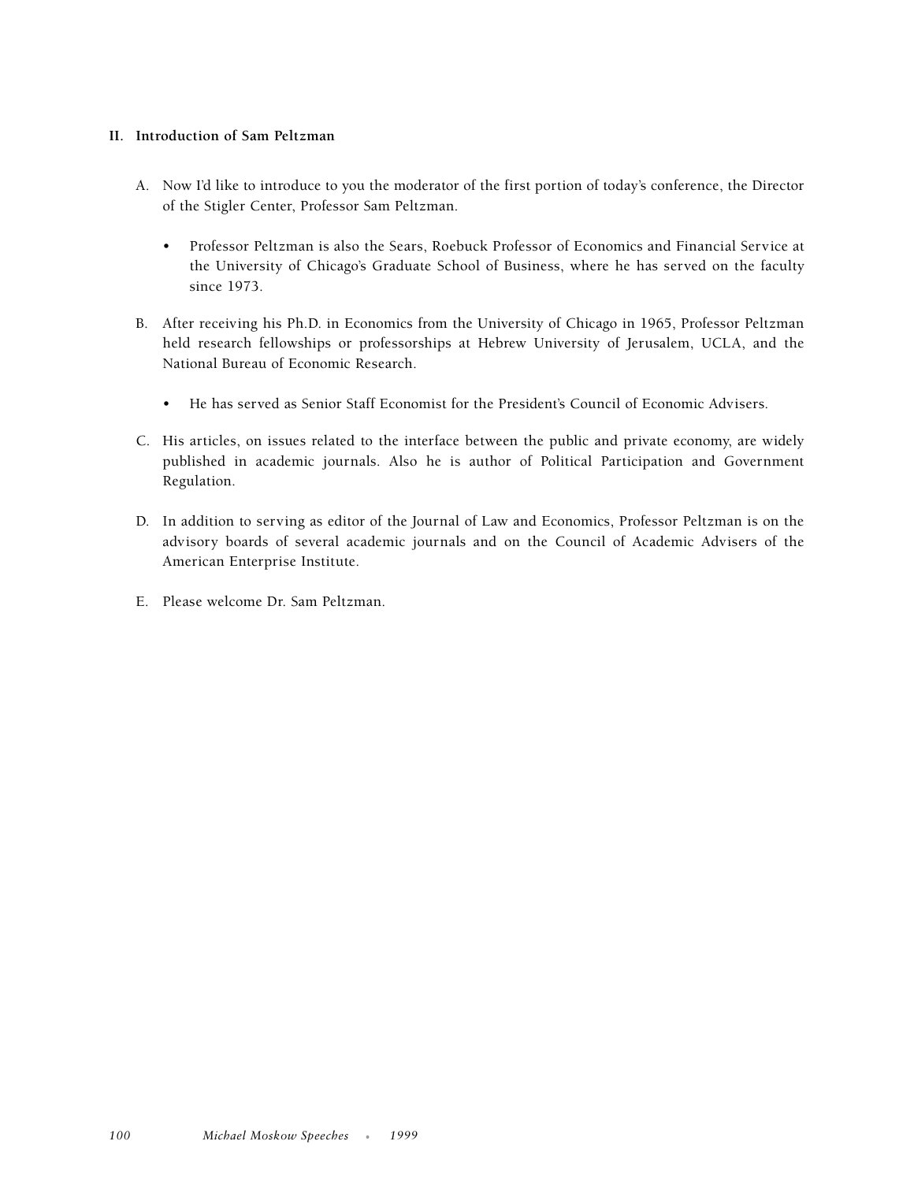## II. Introduction of Sam Peltzman

A. Now I'd like to introduce to you the moderator of the first portion of today's conference, the Director of the Stigler Center, Professor Sam Peltzman.

- Professor Peltzman is also the Sears, Roebuck Professor of Economics and Financial Service at the University of Chicago's Graduate School of Business, where he has served on the faculty since 1973.

B. After receiving his Ph.D. in Economics from the University of Chicago in 1965, Professor Peltzman held research fellowships or professorships at Hebrew University of Jerusalem, UCLA, and the National Bureau of Economic Research.

- He has served as Senior Staff Economist for the President's Council of Economic Advisers.

C. His articles, on issues related to the interface between the public and private economy, are widely published in academic journals. Also he is author of Political Participation and Government Regulation.

D. In addition to serving as editor of the Journal of Law and Economics, Professor Peltzman is on the advisory boards of several academic journals and on the Council of Academic Advisers of the American Enterprise Institute.

E. Please welcome Dr. Sam Peltzman.